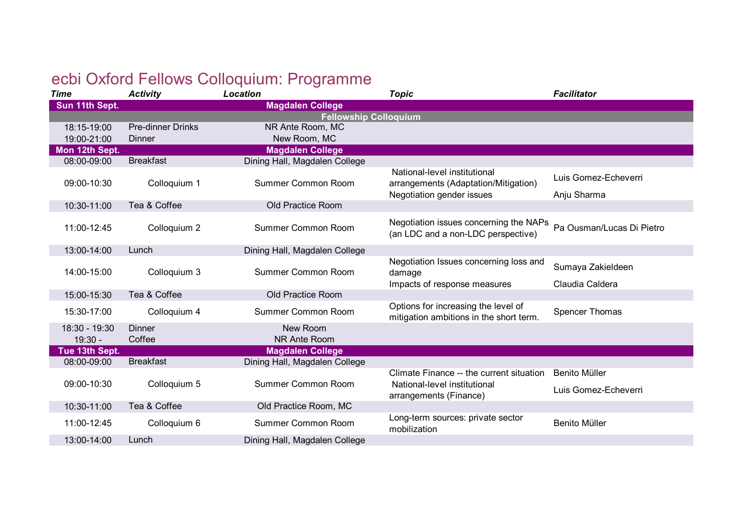# ecbi Oxford Fellows Colloquium: Programme

| *Time* | *Activity* | *Location* | *Topic* | *Facilitator* |
|---|---|---|---|---|
| **Sun 11th Sept.** | | **Magdalen College** | | |
| | | **Fellowship Colloquium** | | |
| 18:15-19:00 | Pre-dinner Drinks | NR Ante Room, MC | | |
| 19:00-21:00 | Dinner | New Room, MC | | |
| **Mon 12th Sept.** | | **Magdalen College** | | |
| 08:00-09:00 | Breakfast | Dining Hall, Magdalen College | | |
| 09:00-10:30 | Colloquium 1 | Summer Common Room | National-level institutional arrangements (Adaptation/Mitigation)<br>Negotiation gender issues | Luis Gomez-Echeverri<br>Anju Sharma |
| 10:30-11:00 | Tea & Coffee | Old Practice Room | | |
| 11:00-12:45 | Colloquium 2 | Summer Common Room | Negotiation issues concerning the NAPs (an LDC and a non-LDC perspective) | Pa Ousman/Lucas Di Pietro |
| 13:00-14:00 | Lunch | Dining Hall, Magdalen College | | |
| 14:00-15:00 | Colloquium 3 | Summer Common Room | Negotiation Issues concerning loss and damage<br>Impacts of response measures | Sumaya Zakieldeen<br>Claudia Caldera |
| 15:00-15:30 | Tea & Coffee | Old Practice Room | | |
| 15:30-17:00 | Colloquium 4 | Summer Common Room | Options for increasing the level of mitigation ambitions in the short term. | Spencer Thomas |
| 18:30 - 19:30 | Dinner | New Room | | |
| 19:30 - | Coffee | NR Ante Room | | |
| **Tue 13th Sept.** | | **Magdalen College** | | |
| 08:00-09:00 | Breakfast | Dining Hall, Magdalen College | | |
| 09:00-10:30 | Colloquium 5 | Summer Common Room | Climate Finance -- the current situation<br>National-level institutional arrangements (Finance) | Benito Müller<br>Luis Gomez-Echeverri |
| 10:30-11:00 | Tea & Coffee | Old Practice Room, MC | | |
| 11:00-12:45 | Colloquium 6 | Summer Common Room | Long-term sources: private sector mobilization | Benito Müller |
| 13:00-14:00 | Lunch | Dining Hall, Magdalen College | | |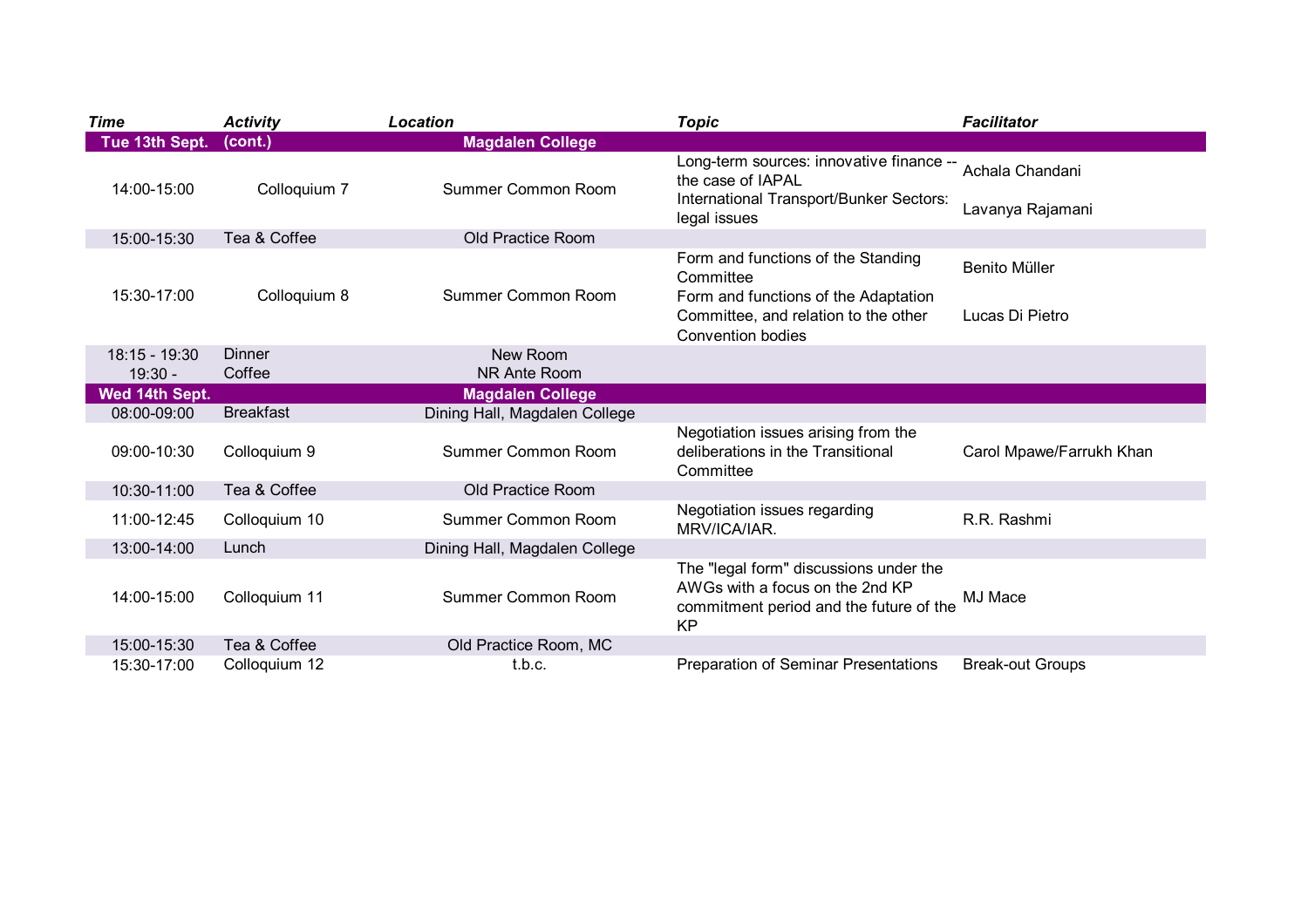| *Time* | *Activity* | *Location* | *Topic* | *Facilitator* |
| --- | --- | --- | --- | --- |
| **Tue 13th Sept.** | **(cont.)** | **Magdalen College** | | |
| 14:00-15:00 | Colloquium 7 | Summer Common Room | Long-term sources: innovative finance -- the case of IAPAL | Achala Chandani |
| | | | International Transport/Bunker Sectors: legal issues | Lavanya Rajamani |
| 15:00-15:30 | Tea & Coffee | Old Practice Room | | |
| 15:30-17:00 | Colloquium 8 | Summer Common Room | Form and functions of the Standing Committee | Benito Müller |
| | | | Form and functions of the Adaptation Committee, and relation to the other Convention bodies | Lucas Di Pietro |
| 18:15 - 19:30 | Dinner | New Room | | |
| 19:30 - | Coffee | NR Ante Room | | |
| **Wed 14th Sept.** | | **Magdalen College** | | |
| 08:00-09:00 | Breakfast | Dining Hall, Magdalen College | | |
| 09:00-10:30 | Colloquium 9 | Summer Common Room | Negotiation issues arising from the deliberations in the Transitional Committee | Carol Mpawe/Farrukh Khan |
| 10:30-11:00 | Tea & Coffee | Old Practice Room | | |
| 11:00-12:45 | Colloquium 10 | Summer Common Room | Negotiation issues regarding MRV/ICA/IAR. | R.R. Rashmi |
| 13:00-14:00 | Lunch | Dining Hall, Magdalen College | | |
| 14:00-15:00 | Colloquium 11 | Summer Common Room | The "legal form" discussions under the AWGs with a focus on the 2nd KP commitment period and the future of the KP | MJ Mace |
| 15:00-15:30 | Tea & Coffee | Old Practice Room, MC | | |
| 15:30-17:00 | Colloquium 12 | t.b.c. | Preparation of Seminar Presentations | Break-out Groups |